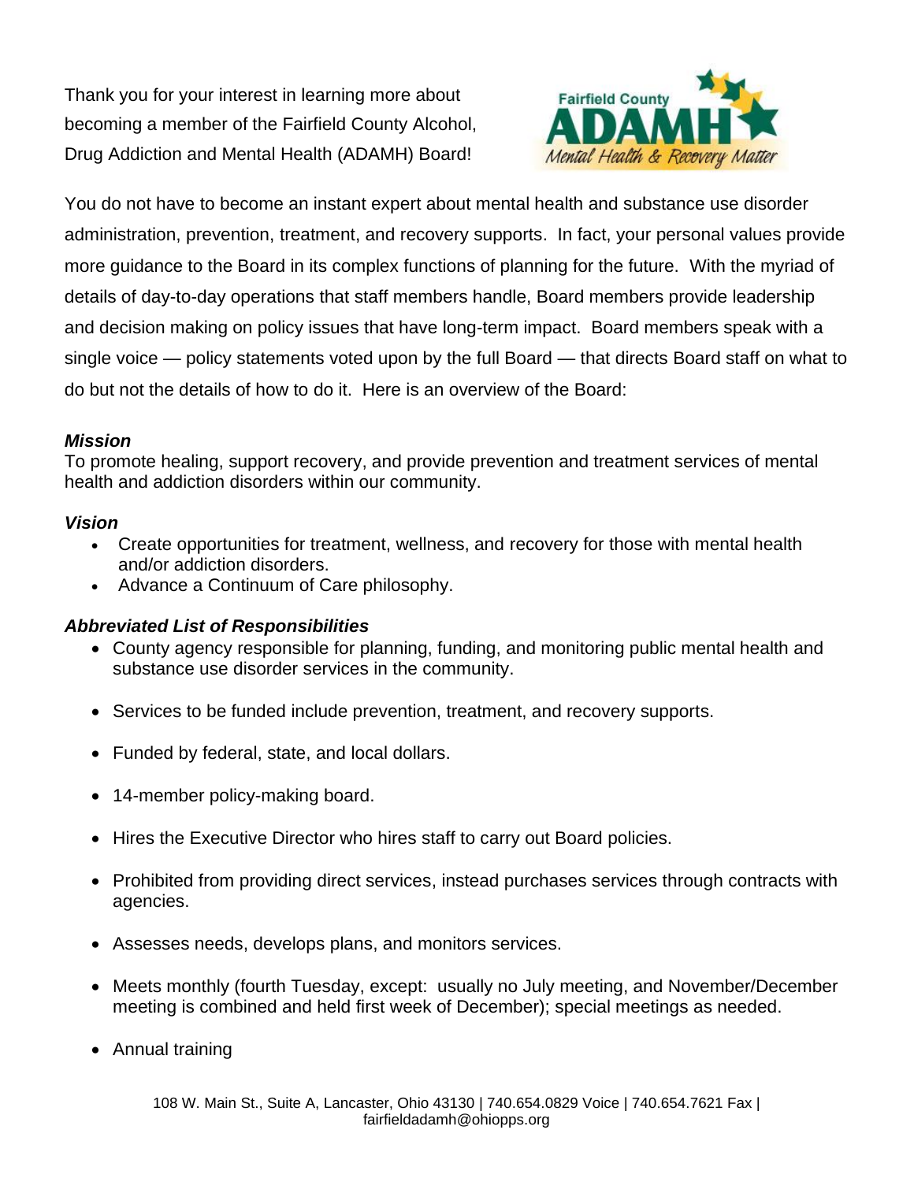Thank you for your interest in learning more about becoming a member of the Fairfield County Alcohol, Drug Addiction and Mental Health (ADAMH) Board!

You do not have to become an instant expert about mental health and substance use disorder administration, prevention, treatment, and recovery supports. In fact, your personal values provide more guidance to the Board in its complex functions of planning for the future. With the myriad of details of day-to-day operations that staff members handle, Board members provide leadership and decision making on policy issues that have long-term impact. Board members speak with a single voice — policy statements voted upon by the full Board — that directs Board staff on what to do but not the details of how to do it. Here is an overview of the Board:

***Mission***

To promote healing, support recovery, and provide prevention and treatment services of mental health and addiction disorders within our community.

***Vision***

- Create opportunities for treatment, wellness, and recovery for those with mental health and/or addiction disorders.
- Advance a Continuum of Care philosophy.

***Abbreviated List of Responsibilities***

- County agency responsible for planning, funding, and monitoring public mental health and substance use disorder services in the community.
- Services to be funded include prevention, treatment, and recovery supports.
- Funded by federal, state, and local dollars.
- 14-member policy-making board.
- Hires the Executive Director who hires staff to carry out Board policies.
- Prohibited from providing direct services, instead purchases services through contracts with agencies.
- Assesses needs, develops plans, and monitors services.
- Meets monthly (fourth Tuesday, except: usually no July meeting, and November/December meeting is combined and held first week of December); special meetings as needed.
- Annual training

108 W. Main St., Suite A, Lancaster, Ohio 43130 | 740.654.0829 Voice | 740.654.7621 Fax | fairfieldadamh@ohiopps.org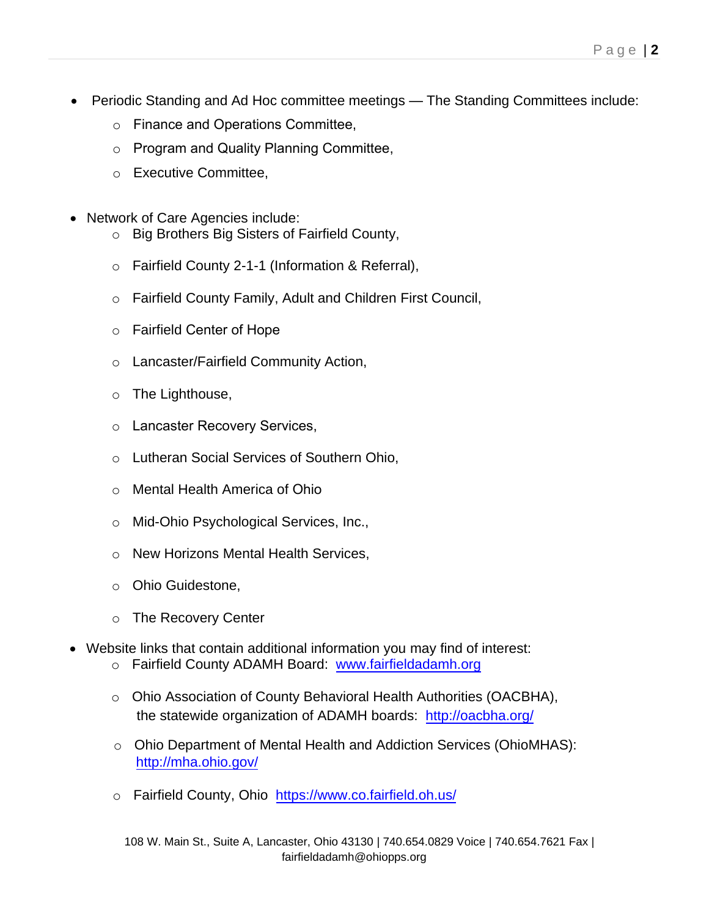- Periodic Standing and Ad Hoc committee meetings — The Standing Committees include:
    - Finance and Operations Committee,
    - Program and Quality Planning Committee,
    - Executive Committee,

- Network of Care Agencies include:
    - Big Brothers Big Sisters of Fairfield County,
    - Fairfield County 2-1-1 (Information & Referral),
    - Fairfield County Family, Adult and Children First Council,
    - Fairfield Center of Hope
    - Lancaster/Fairfield Community Action,
    - The Lighthouse,
    - Lancaster Recovery Services,
    - Lutheran Social Services of Southern Ohio,
    - Mental Health America of Ohio
    - Mid-Ohio Psychological Services, Inc.,
    - New Horizons Mental Health Services,
    - Ohio Guidestone,
    - The Recovery Center

- Website links that contain additional information you may find of interest:
    - Fairfield County ADAMH Board: [www.fairfieldadamh.org](www.fairfieldadamh.org)
    - Ohio Association of County Behavioral Health Authorities (OACBHA), the statewide organization of ADAMH boards: [http://oacbha.org/](http://oacbha.org/)
    - Ohio Department of Mental Health and Addiction Services (OhioMHAS): [http://mha.ohio.gov/](http://mha.ohio.gov/)
    - Fairfield County, Ohio [https://www.co.fairfield.oh.us/](https://www.co.fairfield.oh.us/)

108 W. Main St., Suite A, Lancaster, Ohio 43130 | 740.654.0829 Voice | 740.654.7621 Fax | fairfieldadamh@ohiopps.org